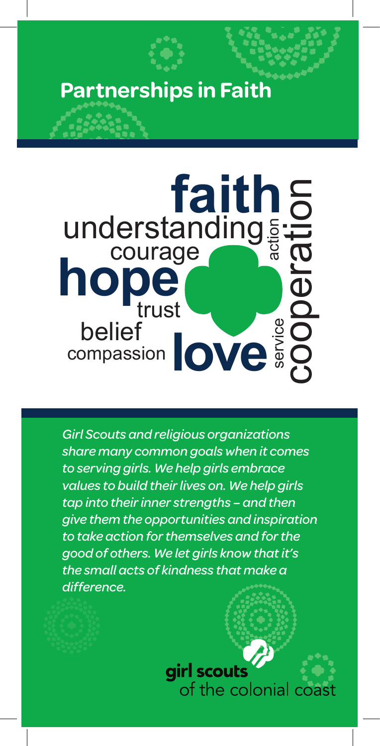# Partnerships in Faith

faith
understanding
courage
action
cooperation
hope
trust
belief
compassion
love
service

*Girl Scouts and religious organizations share many common goals when it comes to serving girls. We help girls embrace values to build their lives on. We help girls tap into their inner strengths – and then give them the opportunities and inspiration to take action for themselves and for the good of others. We let girls know that it's the small acts of kindness that make a difference.*

**girl scouts** of the colonial coast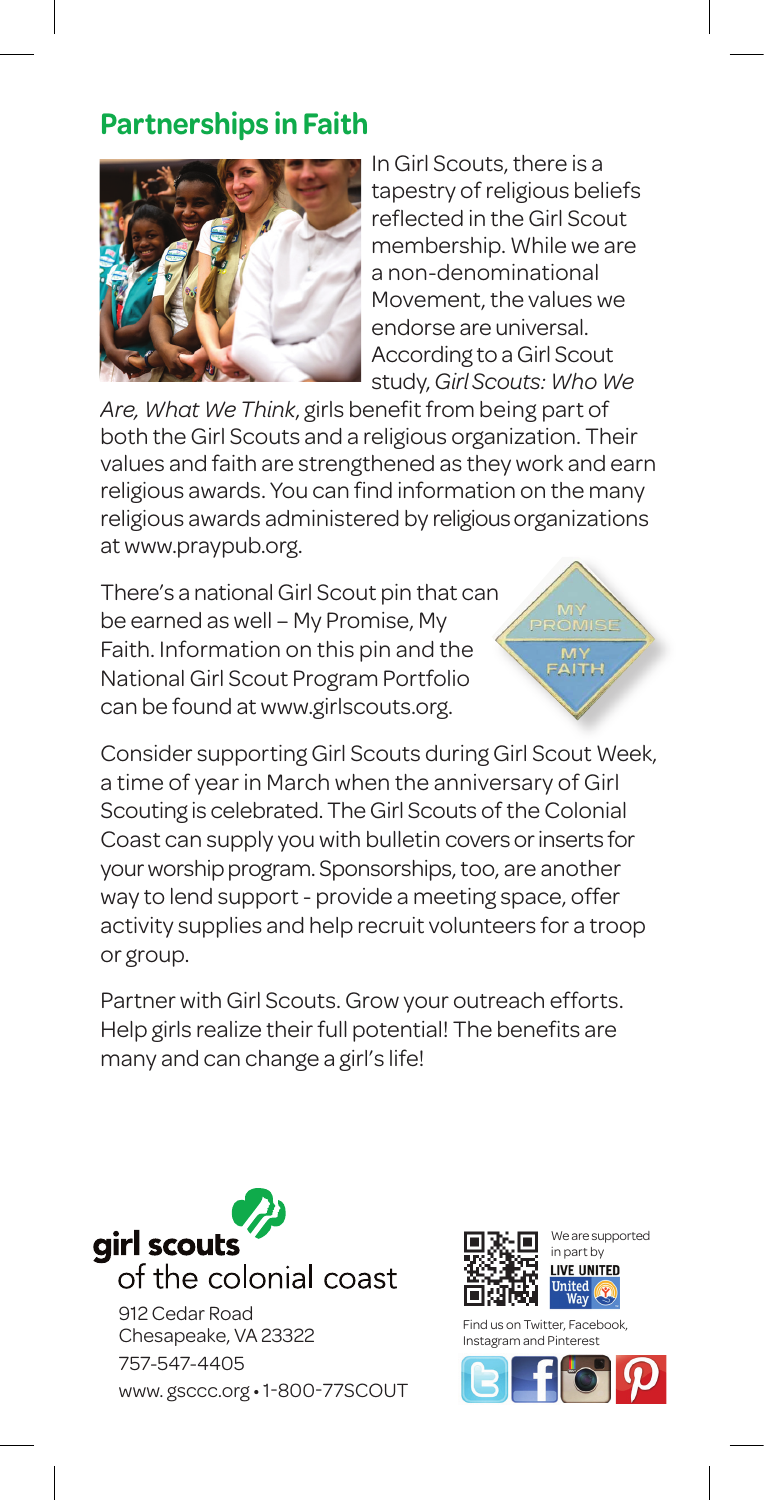## Partnerships in Faith

In Girl Scouts, there is a tapestry of religious beliefs reflected in the Girl Scout membership. While we are a non-denominational Movement, the values we endorse are universal. According to a Girl Scout study, *Girl Scouts: Who We Are, What We Think*, girls benefit from being part of both the Girl Scouts and a religious organization. Their values and faith are strengthened as they work and earn religious awards. You can find information on the many religious awards administered by religious organizations at www.praypub.org.

There's a national Girl Scout pin that can be earned as well – My Promise, My Faith. Information on this pin and the National Girl Scout Program Portfolio can be found at www.girlscouts.org.

MY PROMISE
MY FAITH

Consider supporting Girl Scouts during Girl Scout Week, a time of year in March when the anniversary of Girl Scouting is celebrated. The Girl Scouts of the Colonial Coast can supply you with bulletin covers or inserts for your worship program. Sponsorships, too, are another way to lend support - provide a meeting space, offer activity supplies and help recruit volunteers for a troop or group.

Partner with Girl Scouts. Grow your outreach efforts. Help girls realize their full potential! The benefits are many and can change a girl's life!

**girl scouts** of the colonial coast

912 Cedar Road
Chesapeake, VA 23322
757-547-4405
www. gsccc.org • 1-800-77SCOUT

We are supported in part by LIVE UNITED United Way

Find us on Twitter, Facebook, Instagram and Pinterest